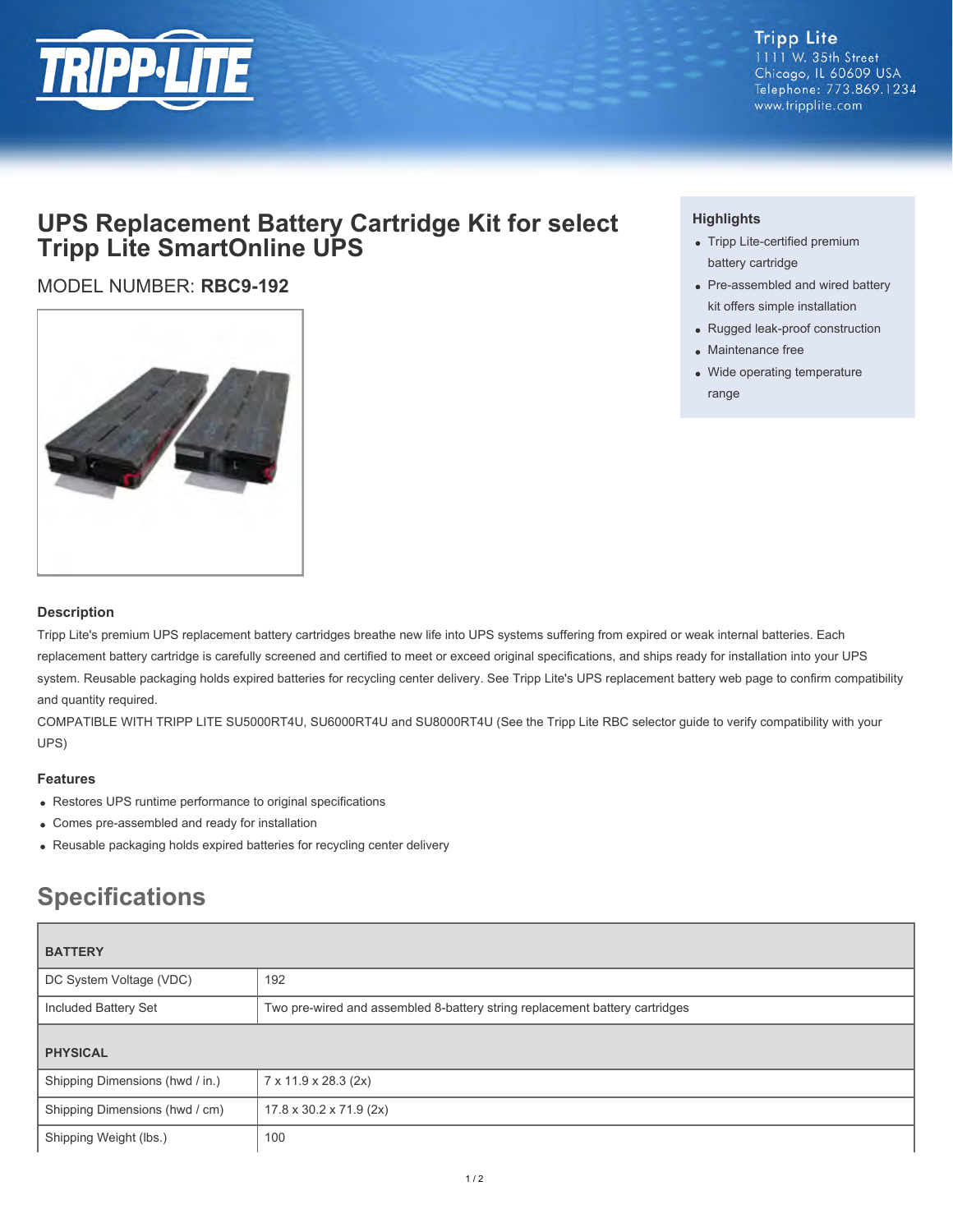Tripp Lite
1111 W. 35th Street
Chicago, IL 60609 USA
Telephone: 773.869.1234
www.tripplite.com

# UPS Replacement Battery Cartridge Kit for select Tripp Lite SmartOnline UPS

MODEL NUMBER: **RBC9-192**

### Highlights

- Tripp Lite-certified premium battery cartridge
- Pre-assembled and wired battery kit offers simple installation
- Rugged leak-proof construction
- Maintenance free
- Wide operating temperature range

### Description

Tripp Lite's premium UPS replacement battery cartridges breathe new life into UPS systems suffering from expired or weak internal batteries. Each replacement battery cartridge is carefully screened and certified to meet or exceed original specifications, and ships ready for installation into your UPS system. Reusable packaging holds expired batteries for recycling center delivery. See Tripp Lite's UPS replacement battery web page to confirm compatibility and quantity required.

COMPATIBLE WITH TRIPP LITE SU5000RT4U, SU6000RT4U and SU8000RT4U (See the Tripp Lite RBC selector guide to verify compatibility with your UPS)

### Features

- Restores UPS runtime performance to original specifications
- Comes pre-assembled and ready for installation
- Reusable packaging holds expired batteries for recycling center delivery

## Specifications

| BATTERY | |
|---|---|
| DC System Voltage (VDC) | 192 |
| Included Battery Set | Two pre-wired and assembled 8-battery string replacement battery cartridges |
| **PHYSICAL** | |
| Shipping Dimensions (hwd / in.) | 7 x 11.9 x 28.3 (2x) |
| Shipping Dimensions (hwd / cm) | 17.8 x 30.2 x 71.9 (2x) |
| Shipping Weight (lbs.) | 100 |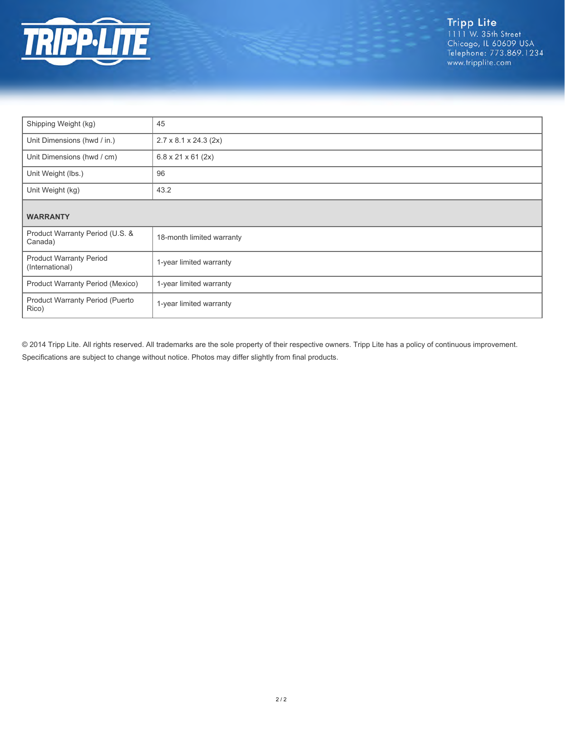| | |
|---|---|
| Shipping Weight (kg) | 45 |
| Unit Dimensions (hwd / in.) | 2.7 x 8.1 x 24.3 (2x) |
| Unit Dimensions (hwd / cm) | 6.8 x 21 x 61 (2x) |
| Unit Weight (lbs.) | 96 |
| Unit Weight (kg) | 43.2 |
| **WARRANTY** | |
| Product Warranty Period (U.S. & Canada) | 18-month limited warranty |
| Product Warranty Period (International) | 1-year limited warranty |
| Product Warranty Period (Mexico) | 1-year limited warranty |
| Product Warranty Period (Puerto Rico) | 1-year limited warranty |

© 2014 Tripp Lite. All rights reserved. All trademarks are the sole property of their respective owners. Tripp Lite has a policy of continuous improvement. Specifications are subject to change without notice. Photos may differ slightly from final products.